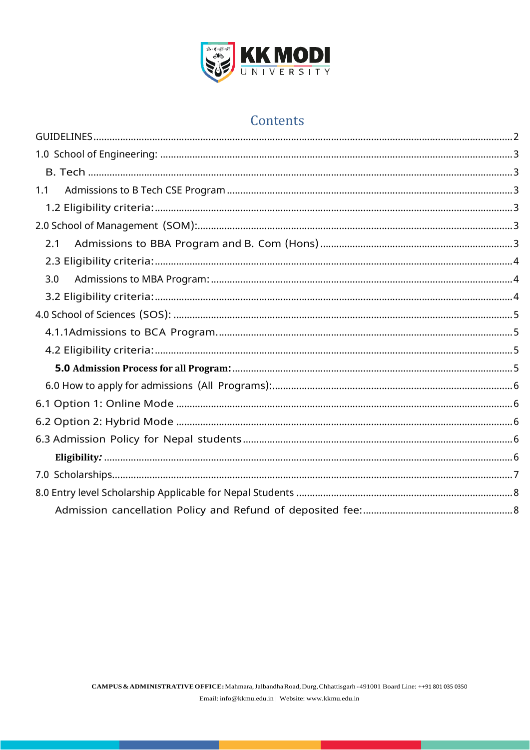# Contents

GUIDELINES ........ 2

1.0 School of Engineering: ........ 3

B. Tech ........ 3

1.1 Admissions to B Tech CSE Program ........ 3

1.2 Eligibility criteria: ........ 3

2.0 School of Management (SOM): ........ 3

2.1 Admissions to BBA Program and B. Com (Hons) ........ 3

2.3 Eligibility criteria: ........ 4

3.0 Admissions to MBA Program: ........ 4

3.2 Eligibility criteria: ........ 4

4.0 School of Sciences (SOS): ........ 5

4.1.1Admissions to BCA Program. ........ 5

4.2 Eligibility criteria: ........ 5

**5.0 Admission Process for all Program:** ........ 5

6.0 How to apply for admissions (All Programs): ........ 6

6.1 Option 1: Online Mode ........ 6

6.2 Option 2: Hybrid Mode ........ 6

6.3 Admission Policy for Nepal students ........ 6

**Eligibility:** ........ 6

7.0 Scholarships ........ 7

8.0 Entry level Scholarship Applicable for Nepal Students ........ 8

Admission cancellation Policy and Refund of deposited fee: ........ 8

**CAMPUS & ADMINISTRATIVE OFFICE:** Mahmara, Jalbandha Road, Durg, Chhattisgarh - 491001 Board Line: ++91 801 035 0350

Email: info@kkmu.edu.in | Website: www.kkmu.edu.in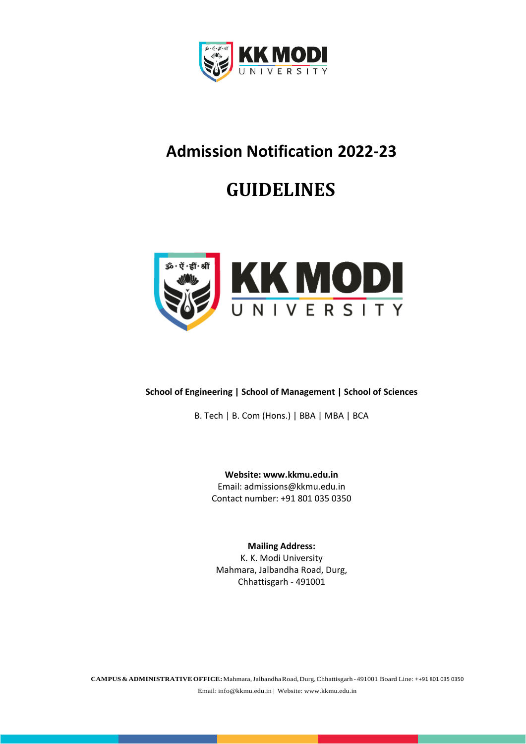# Admission Notification 2022-23

# GUIDELINES

**School of Engineering | School of Management | School of Sciences**

B. Tech | B. Com (Hons.) | BBA | MBA | BCA

**Website: www.kkmu.edu.in**
Email: admissions@kkmu.edu.in
Contact number: +91 801 035 0350

**Mailing Address:**
K. K. Modi University
Mahmara, Jalbandha Road, Durg,
Chhattisgarh - 491001

**CAMPUS & ADMINISTRATIVE OFFICE:** Mahmara, Jalbandha Road, Durg, Chhattisgarh - 491001 Board Line: ++91 801 035 0350
Email: info@kkmu.edu.in | Website: www.kkmu.edu.in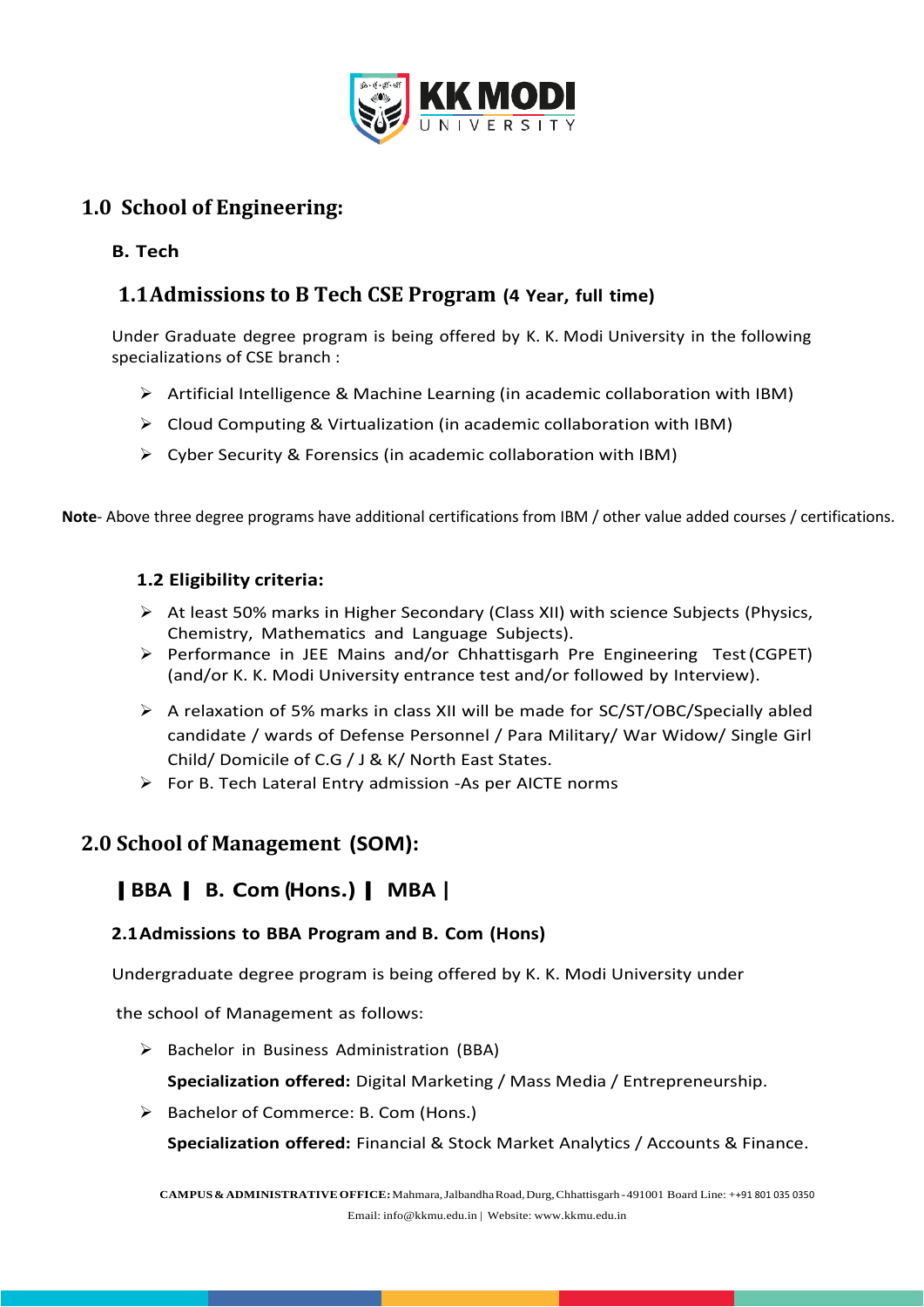## 1.0 School of Engineering:

**B. Tech**

### 1.1 Admissions to B Tech CSE Program (4 Year, full time)

Under Graduate degree program is being offered by K. K. Modi University in the following specializations of CSE branch :

- Artificial Intelligence & Machine Learning (in academic collaboration with IBM)
- Cloud Computing & Virtualization (in academic collaboration with IBM)
- Cyber Security & Forensics (in academic collaboration with IBM)

**Note**- Above three degree programs have additional certifications from IBM / other value added courses / certifications.

#### 1.2 Eligibility criteria:

- At least 50% marks in Higher Secondary (Class XII) with science Subjects (Physics, Chemistry, Mathematics and Language Subjects).
- Performance in JEE Mains and/or Chhattisgarh Pre Engineering Test (CGPET) (and/or K. K. Modi University entrance test and/or followed by Interview).
- A relaxation of 5% marks in class XII will be made for SC/ST/OBC/Specially abled candidate / wards of Defense Personnel / Para Military/ War Widow/ Single Girl Child/ Domicile of C.G / J & K/ North East States.
- For B. Tech Lateral Entry admission -As per AICTE norms

## 2.0 School of Management (SOM):

### | BBA | B. Com (Hons.) | MBA |

#### 2.1 Admissions to BBA Program and B. Com (Hons)

Undergraduate degree program is being offered by K. K. Modi University under

the school of Management as follows:

- Bachelor in Business Administration (BBA)

  **Specialization offered:** Digital Marketing / Mass Media / Entrepreneurship.
- Bachelor of Commerce: B. Com (Hons.)

  **Specialization offered:** Financial & Stock Market Analytics / Accounts & Finance.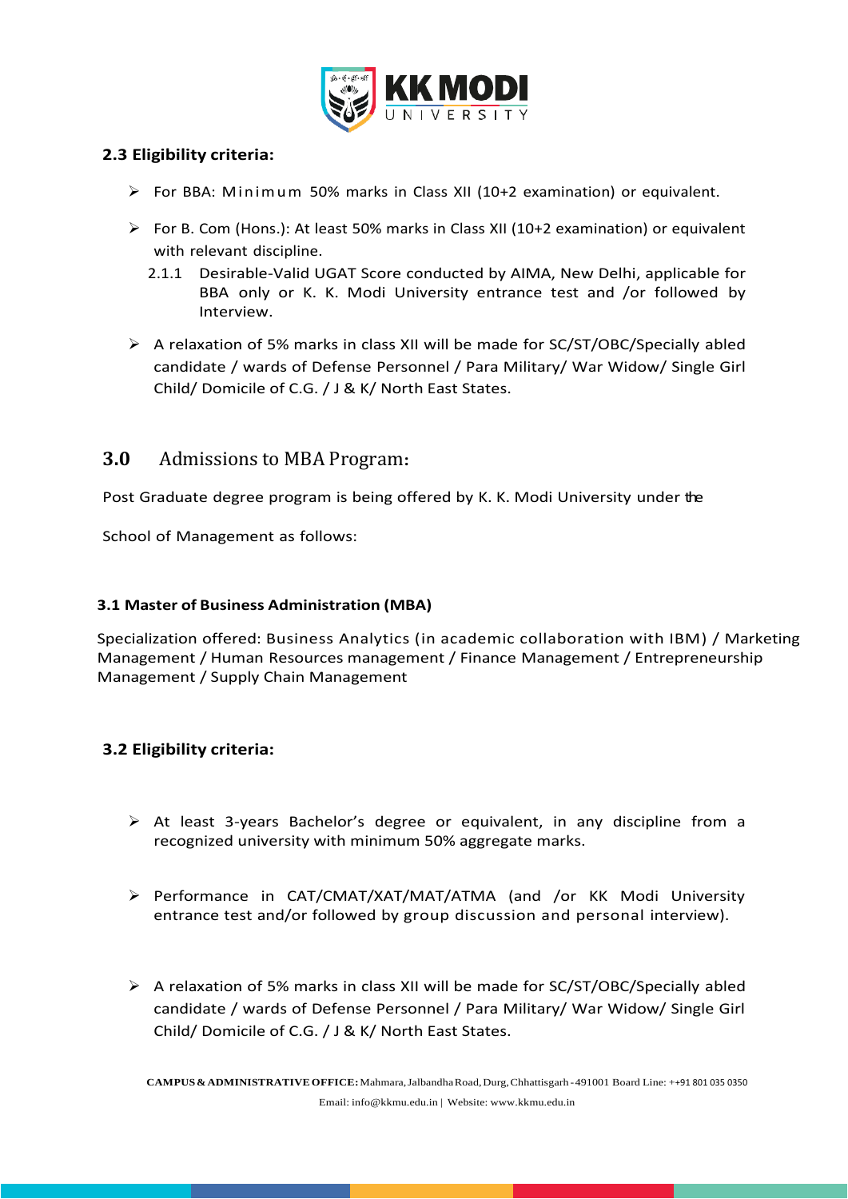### 2.3 Eligibility criteria:

- For BBA: Minimum 50% marks in Class XII (10+2 examination) or equivalent.
- For B. Com (Hons.): At least 50% marks in Class XII (10+2 examination) or equivalent with relevant discipline.
  - 2.1.1 Desirable-Valid UGAT Score conducted by AIMA, New Delhi, applicable for BBA only or K. K. Modi University entrance test and /or followed by Interview.
- A relaxation of 5% marks in class XII will be made for SC/ST/OBC/Specially abled candidate / wards of Defense Personnel / Para Military/ War Widow/ Single Girl Child/ Domicile of C.G. / J & K/ North East States.

## 3.0 Admissions to MBA Program:

Post Graduate degree program is being offered by K. K. Modi University under the

School of Management as follows:

### 3.1 Master of Business Administration (MBA)

Specialization offered: Business Analytics (in academic collaboration with IBM) / Marketing Management / Human Resources management / Finance Management / Entrepreneurship Management / Supply Chain Management

### 3.2 Eligibility criteria:

- At least 3-years Bachelor's degree or equivalent, in any discipline from a recognized university with minimum 50% aggregate marks.
- Performance in CAT/CMAT/XAT/MAT/ATMA (and /or KK Modi University entrance test and/or followed by group discussion and personal interview).
- A relaxation of 5% marks in class XII will be made for SC/ST/OBC/Specially abled candidate / wards of Defense Personnel / Para Military/ War Widow/ Single Girl Child/ Domicile of C.G. / J & K/ North East States.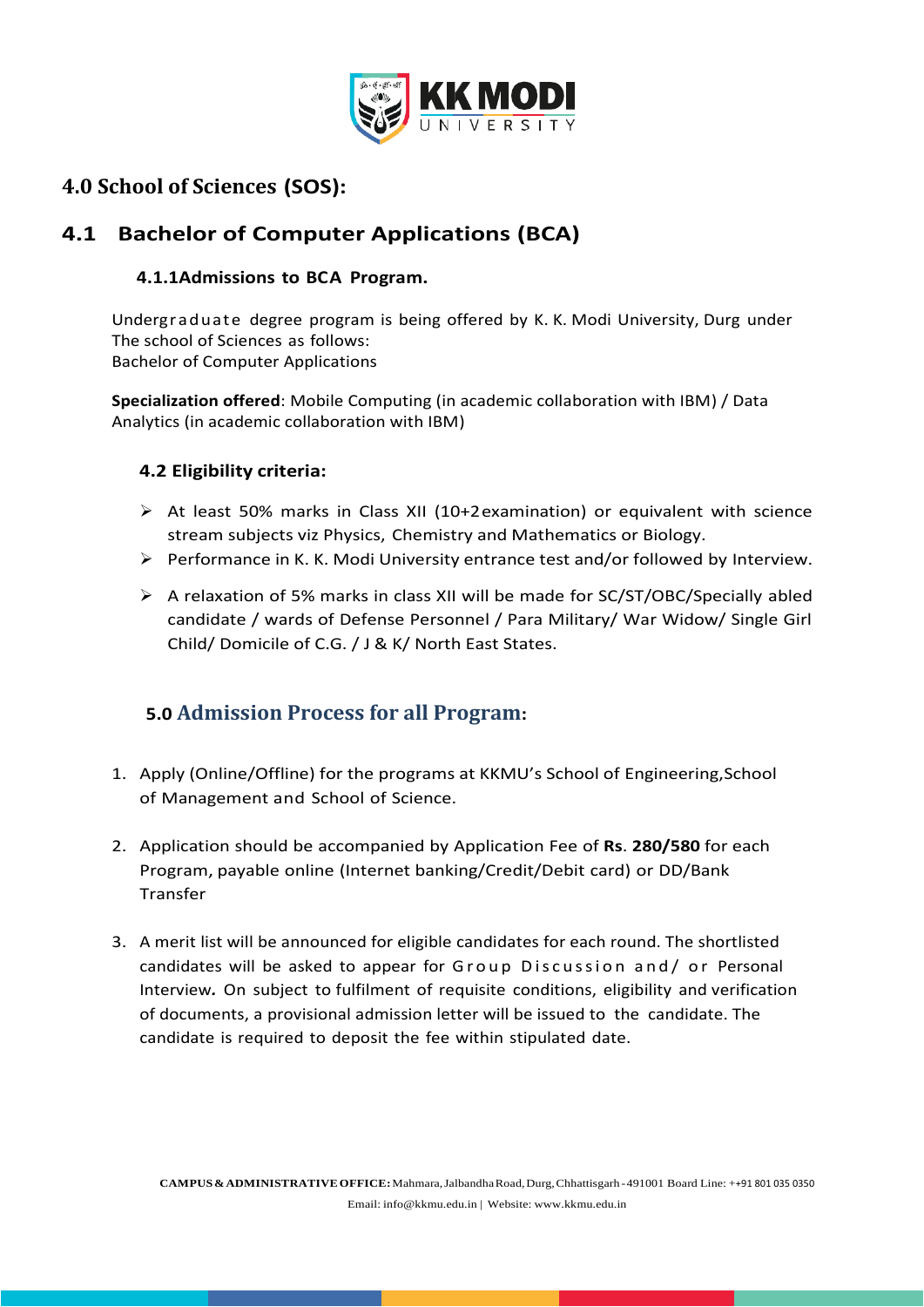## 4.0 School of Sciences (SOS):

## 4.1 Bachelor of Computer Applications (BCA)

### 4.1.1Admissions to BCA Program.

Undergraduate degree program is being offered by K. K. Modi University, Durg under The school of Sciences as follows:
Bachelor of Computer Applications

**Specialization offered**: Mobile Computing (in academic collaboration with IBM) / Data Analytics (in academic collaboration with IBM)

### 4.2 Eligibility criteria:

- At least 50% marks in Class XII (10+2examination) or equivalent with science stream subjects viz Physics, Chemistry and Mathematics or Biology.
- Performance in K. K. Modi University entrance test and/or followed by Interview.
- A relaxation of 5% marks in class XII will be made for SC/ST/OBC/Specially abled candidate / wards of Defense Personnel / Para Military/ War Widow/ Single Girl Child/ Domicile of C.G. / J & K/ North East States.

## 5.0 Admission Process for all Program:

1. Apply (Online/Offline) for the programs at KKMU's School of Engineering,School of Management and School of Science.

2. Application should be accompanied by Application Fee of **Rs**. **280/580** for each Program, payable online (Internet banking/Credit/Debit card) or DD/Bank Transfer

3. A merit list will be announced for eligible candidates for each round. The shortlisted candidates will be asked to appear for Group Discussion and/ or Personal Interview**.** On subject to fulfilment of requisite conditions, eligibility and verification of documents, a provisional admission letter will be issued to the candidate. The candidate is required to deposit the fee within stipulated date.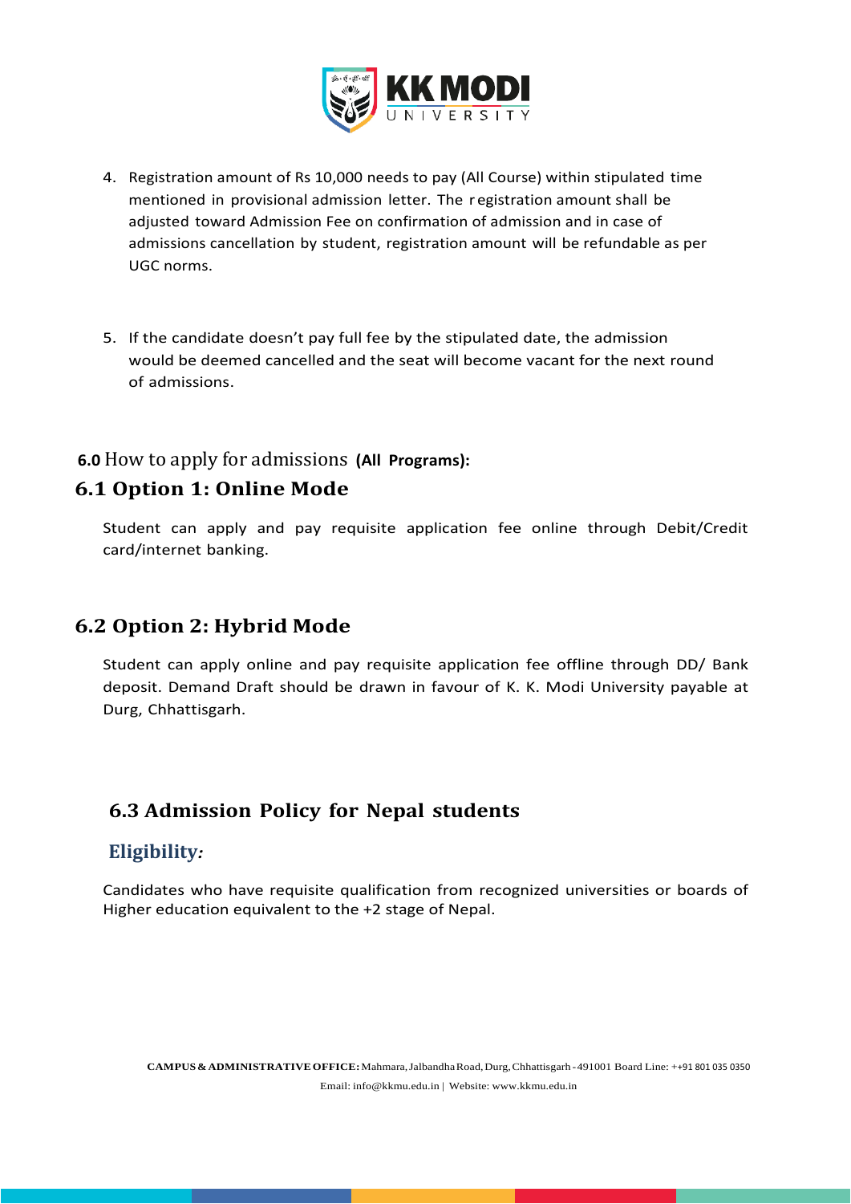4. Registration amount of Rs 10,000 needs to pay (All Course) within stipulated time mentioned in provisional admission letter. The registration amount shall be adjusted toward Admission Fee on confirmation of admission and in case of admissions cancellation by student, registration amount will be refundable as per UGC norms.

5. If the candidate doesn't pay full fee by the stipulated date, the admission would be deemed cancelled and the seat will become vacant for the next round of admissions.

**6.0** How to apply for admissions **(All Programs):**

## 6.1 Option 1: Online Mode

Student can apply and pay requisite application fee online through Debit/Credit card/internet banking.

## 6.2 Option 2: Hybrid Mode

Student can apply online and pay requisite application fee offline through DD/ Bank deposit. Demand Draft should be drawn in favour of K. K. Modi University payable at Durg, Chhattisgarh.

## 6.3 Admission Policy for Nepal students

### Eligibility*:*

Candidates who have requisite qualification from recognized universities or boards of Higher education equivalent to the +2 stage of Nepal.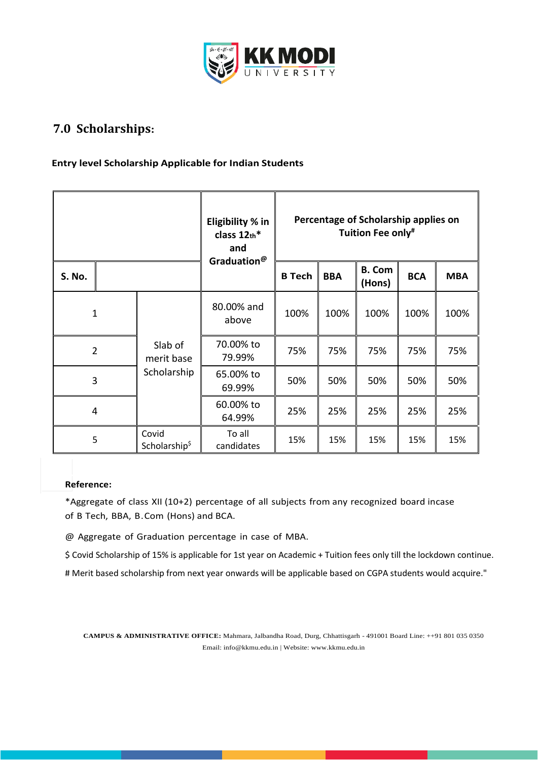## 7.0 Scholarships:

**Entry level Scholarship Applicable for Indian Students**

| S. No. | | Eligibility % in class 12th* and Graduation@ | Percentage of Scholarship applies on Tuition Fee only# | | | | |
|---|---|---|---|---|---|---|---|
| | | | **B Tech** | **BBA** | **B. Com (Hons)** | **BCA** | **MBA** |
| 1 | Slab of merit base Scholarship | 80.00% and above | 100% | 100% | 100% | 100% | 100% |
| 2 | | 70.00% to 79.99% | 75% | 75% | 75% | 75% | 75% |
| 3 | | 65.00% to 69.99% | 50% | 50% | 50% | 50% | 50% |
| 4 | | 60.00% to 64.99% | 25% | 25% | 25% | 25% | 25% |
| 5 | Covid Scholarship$ | To all candidates | 15% | 15% | 15% | 15% | 15% |

**Reference:**

*Aggregate of class XII (10+2) percentage of all subjects from any recognized board incase of B Tech, BBA, B.Com (Hons) and BCA.

@ Aggregate of Graduation percentage in case of MBA.

$ Covid Scholarship of 15% is applicable for 1st year on Academic + Tuition fees only till the lockdown continue.

# Merit based scholarship from next year onwards will be applicable based on CGPA students would acquire."

**CAMPUS & ADMINISTRATIVE OFFICE:** Mahmara, Jalbandha Road, Durg, Chhattisgarh - 491001 Board Line: ++91 801 035 0350
Email: info@kkmu.edu.in | Website: www.kkmu.edu.in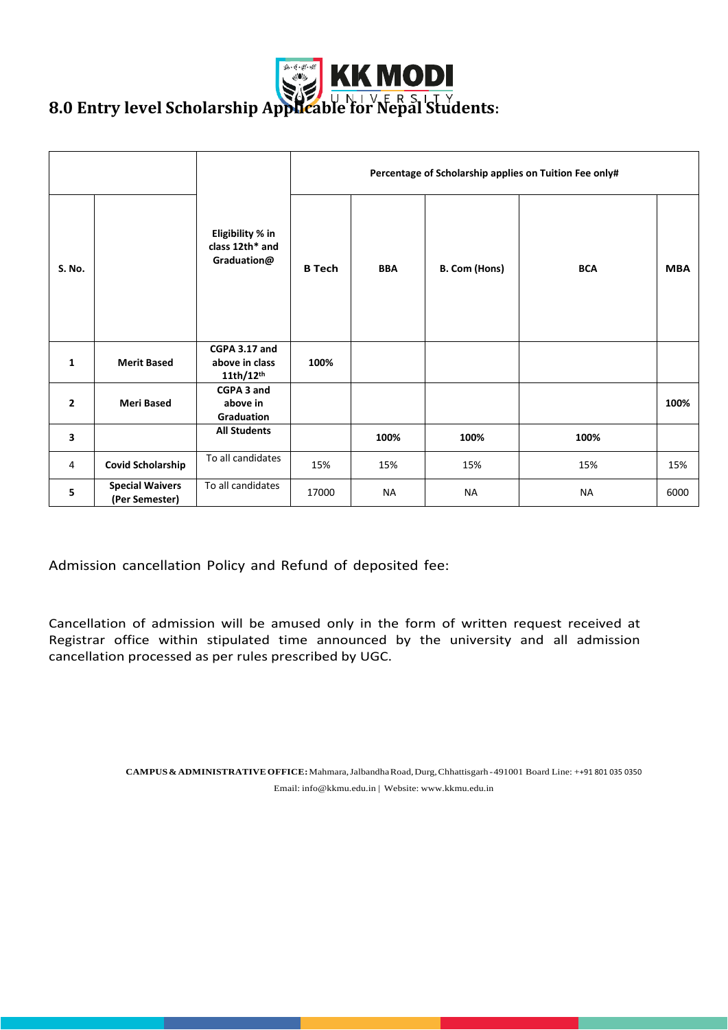## 8.0 Entry level Scholarship Applicable for Nepal Students:

| S. No. | | Eligibility % in class 12th* and Graduation@ | Percentage of Scholarship applies on Tuition Fee only# | | | | |
|---|---|---|---|---|---|---|---|
| | | | B Tech | BBA | B. Com (Hons) | BCA | MBA |
| 1 | Merit Based | CGPA 3.17 and above in class 11th/12th | 100% | | | | |
| 2 | Meri Based | CGPA 3 and above in Graduation | | | | | 100% |
| 3 | | All Students | | 100% | 100% | 100% | |
| 4 | Covid Scholarship | To all candidates | 15% | 15% | 15% | 15% | 15% |
| 5 | Special Waivers (Per Semester) | To all candidates | 17000 | NA | NA | NA | 6000 |

Admission cancellation Policy and Refund of deposited fee:

Cancellation of admission will be amused only in the form of written request received at Registrar office within stipulated time announced by the university and all admission cancellation processed as per rules prescribed by UGC.